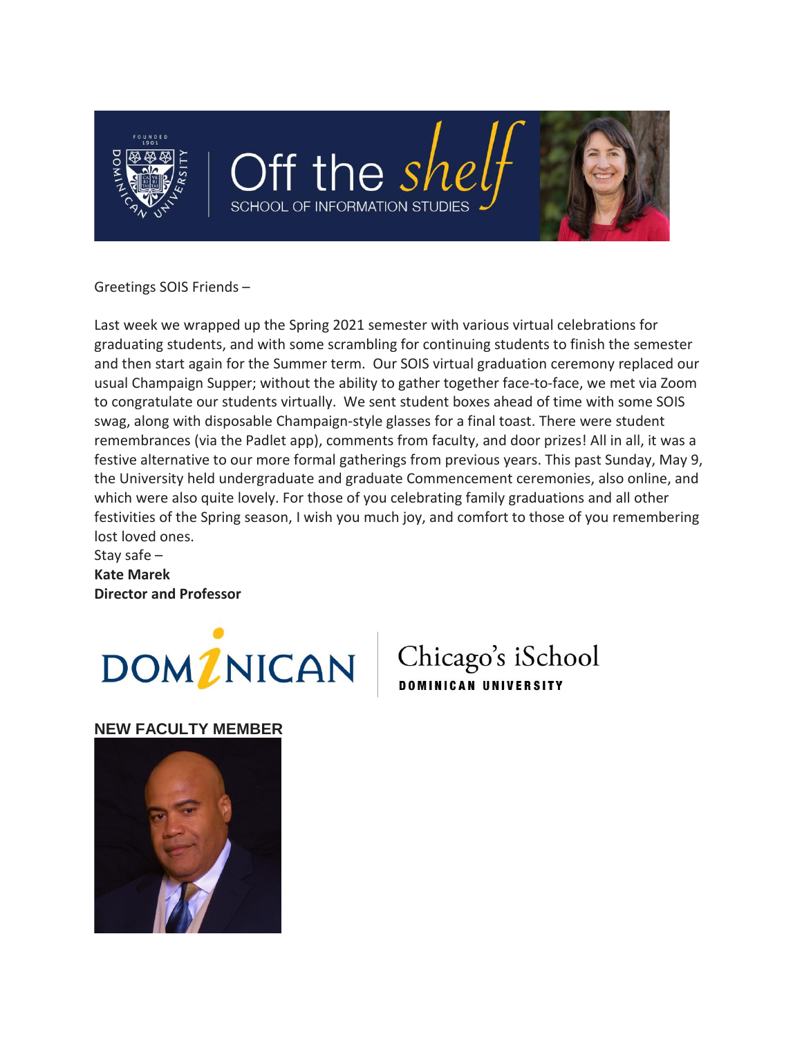# Off the shelf

SCHOOL OF INFORMATION STUDIES

Greetings SOIS Friends –

Last week we wrapped up the Spring 2021 semester with various virtual celebrations for graduating students, and with some scrambling for continuing students to finish the semester and then start again for the Summer term. Our SOIS virtual graduation ceremony replaced our usual Champaign Supper; without the ability to gather together face-to-face, we met via Zoom to congratulate our students virtually. We sent student boxes ahead of time with some SOIS swag, along with disposable Champaign-style glasses for a final toast. There were student remembrances (via the Padlet app), comments from faculty, and door prizes! All in all, it was a festive alternative to our more formal gatherings from previous years. This past Sunday, May 9, the University held undergraduate and graduate Commencement ceremonies, also online, and which were also quite lovely. For those of you celebrating family graduations and all other festivities of the Spring season, I wish you much joy, and comfort to those of you remembering lost loved ones.

Stay safe –

**Kate Marek**
**Director and Professor**

DOMINICAN | Chicago's iSchool DOMINICAN UNIVERSITY

## NEW FACULTY MEMBER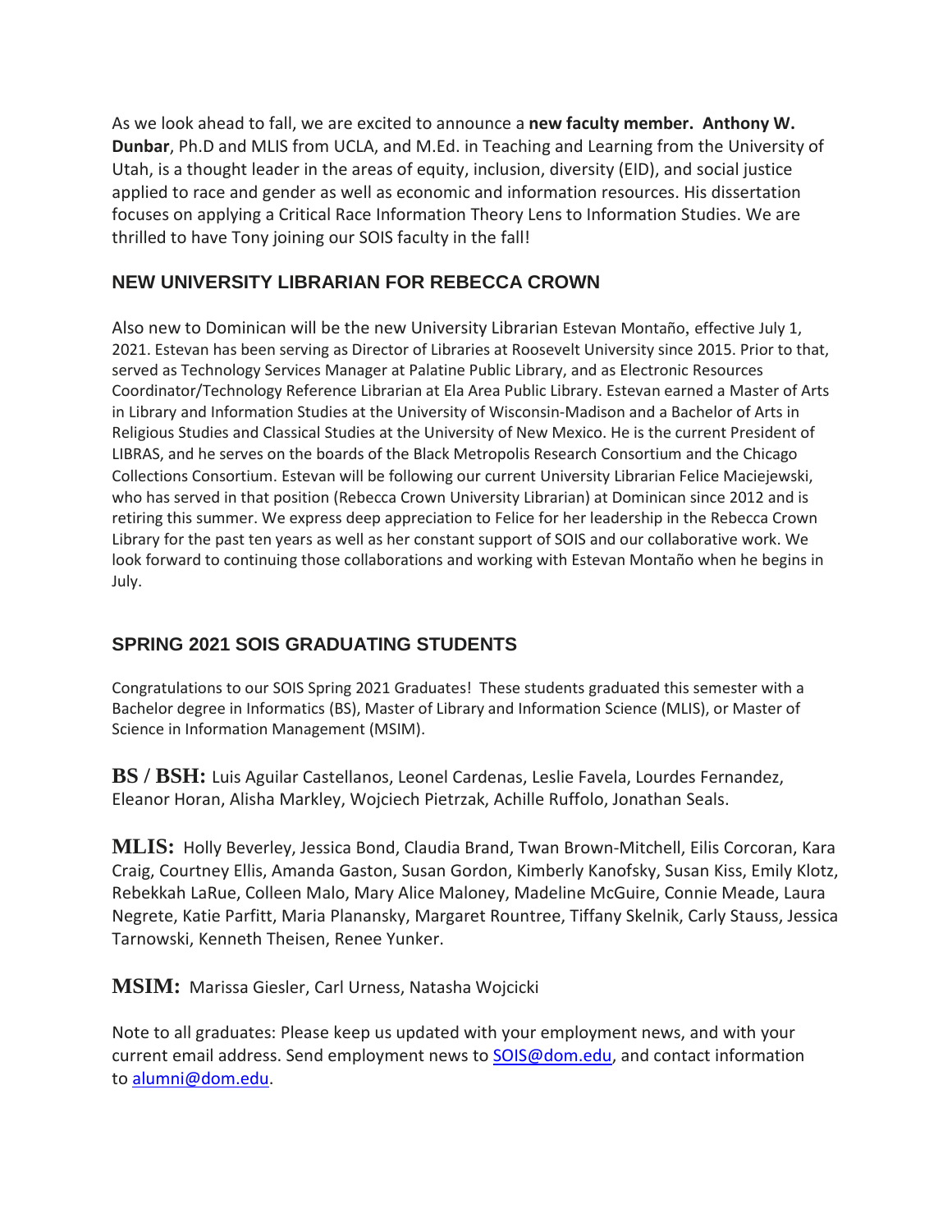As we look ahead to fall, we are excited to announce a **new faculty member. Anthony W. Dunbar**, Ph.D and MLIS from UCLA, and M.Ed. in Teaching and Learning from the University of Utah, is a thought leader in the areas of equity, inclusion, diversity (EID), and social justice applied to race and gender as well as economic and information resources. His dissertation focuses on applying a Critical Race Information Theory Lens to Information Studies. We are thrilled to have Tony joining our SOIS faculty in the fall!

## NEW UNIVERSITY LIBRARIAN FOR REBECCA CROWN

Also new to Dominican will be the new University Librarian Estevan Montaño, effective July 1, 2021. Estevan has been serving as Director of Libraries at Roosevelt University since 2015. Prior to that, served as Technology Services Manager at Palatine Public Library, and as Electronic Resources Coordinator/Technology Reference Librarian at Ela Area Public Library. Estevan earned a Master of Arts in Library and Information Studies at the University of Wisconsin-Madison and a Bachelor of Arts in Religious Studies and Classical Studies at the University of New Mexico. He is the current President of LIBRAS, and he serves on the boards of the Black Metropolis Research Consortium and the Chicago Collections Consortium. Estevan will be following our current University Librarian Felice Maciejewski, who has served in that position (Rebecca Crown University Librarian) at Dominican since 2012 and is retiring this summer. We express deep appreciation to Felice for her leadership in the Rebecca Crown Library for the past ten years as well as her constant support of SOIS and our collaborative work. We look forward to continuing those collaborations and working with Estevan Montaño when he begins in July.

## SPRING 2021 SOIS GRADUATING STUDENTS

Congratulations to our SOIS Spring 2021 Graduates! These students graduated this semester with a Bachelor degree in Informatics (BS), Master of Library and Information Science (MLIS), or Master of Science in Information Management (MSIM).

**BS / BSH:** Luis Aguilar Castellanos, Leonel Cardenas, Leslie Favela, Lourdes Fernandez, Eleanor Horan, Alisha Markley, Wojciech Pietrzak, Achille Ruffolo, Jonathan Seals.

**MLIS:** Holly Beverley, Jessica Bond, Claudia Brand, Twan Brown-Mitchell, Eilis Corcoran, Kara Craig, Courtney Ellis, Amanda Gaston, Susan Gordon, Kimberly Kanofsky, Susan Kiss, Emily Klotz, Rebekkah LaRue, Colleen Malo, Mary Alice Maloney, Madeline McGuire, Connie Meade, Laura Negrete, Katie Parfitt, Maria Planansky, Margaret Rountree, Tiffany Skelnik, Carly Stauss, Jessica Tarnowski, Kenneth Theisen, Renee Yunker.

**MSIM:** Marissa Giesler, Carl Urness, Natasha Wojcicki

Note to all graduates: Please keep us updated with your employment news, and with your current email address. Send employment news to SOIS@dom.edu, and contact information to alumni@dom.edu.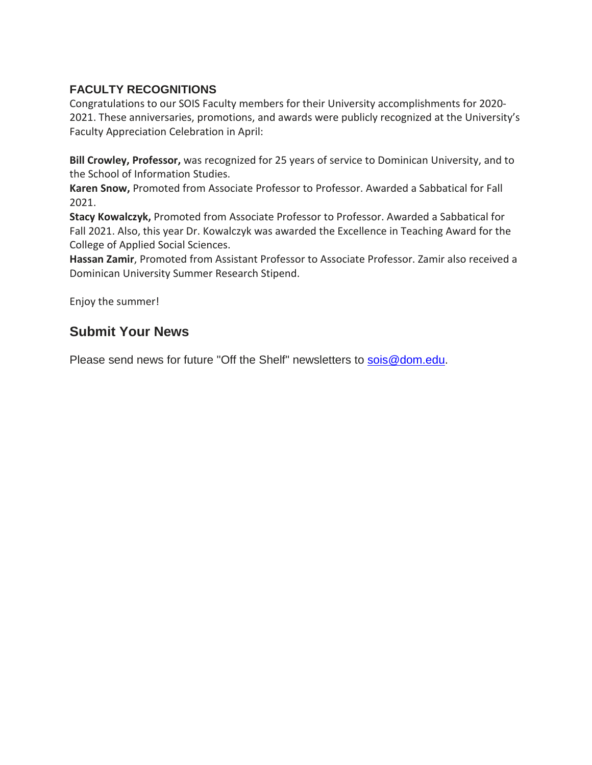## FACULTY RECOGNITIONS

Congratulations to our SOIS Faculty members for their University accomplishments for 2020-2021. These anniversaries, promotions, and awards were publicly recognized at the University's Faculty Appreciation Celebration in April:

**Bill Crowley, Professor,** was recognized for 25 years of service to Dominican University, and to the School of Information Studies.
**Karen Snow,** Promoted from Associate Professor to Professor. Awarded a Sabbatical for Fall 2021.
**Stacy Kowalczyk,** Promoted from Associate Professor to Professor. Awarded a Sabbatical for Fall 2021. Also, this year Dr. Kowalczyk was awarded the Excellence in Teaching Award for the College of Applied Social Sciences.
**Hassan Zamir**, Promoted from Assistant Professor to Associate Professor. Zamir also received a Dominican University Summer Research Stipend.

Enjoy the summer!

## Submit Your News

Please send news for future "Off the Shelf" newsletters to [sois@dom.edu](mailto:sois@dom.edu).